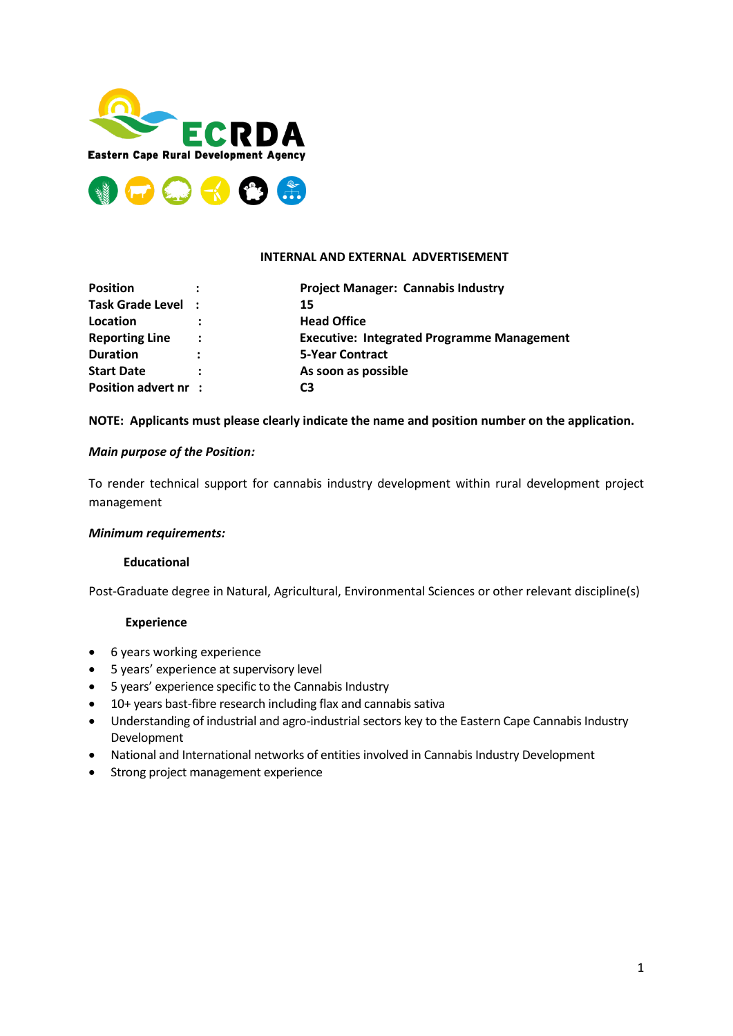**ECRDA**
**Eastern Cape Rural Development Agency**

**INTERNAL AND EXTERNAL ADVERTISEMENT**

| | | |
|---|---|---|
| **Position** | **:** | **Project Manager: Cannabis Industry** |
| **Task Grade Level** | **:** | **15** |
| **Location** | **:** | **Head Office** |
| **Reporting Line** | **:** | **Executive: Integrated Programme Management** |
| **Duration** | **:** | **5-Year Contract** |
| **Start Date** | **:** | **As soon as possible** |
| **Position advert nr** | **:** | **C3** |

**NOTE: Applicants must please clearly indicate the name and position number on the application.**

***Main purpose of the Position:***

To render technical support for cannabis industry development within rural development project management

***Minimum requirements:***

**Educational**

Post-Graduate degree in Natural, Agricultural, Environmental Sciences or other relevant discipline(s)

**Experience**

- 6 years working experience
- 5 years' experience at supervisory level
- 5 years' experience specific to the Cannabis Industry
- 10+ years bast-fibre research including flax and cannabis sativa
- Understanding of industrial and agro-industrial sectors key to the Eastern Cape Cannabis Industry Development
- National and International networks of entities involved in Cannabis Industry Development
- Strong project management experience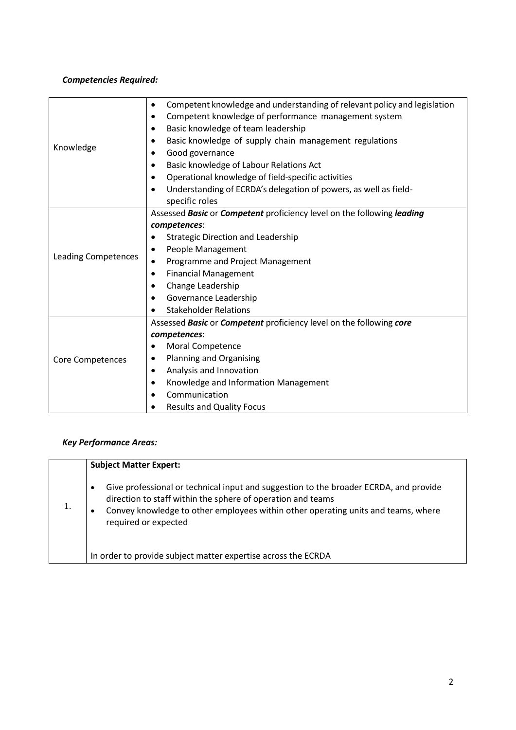***Competencies Required:***

| | |
|---|---|
| Knowledge | • Competent knowledge and understanding of relevant policy and legislation<br>• Competent knowledge of performance management system<br>• Basic knowledge of team leadership<br>• Basic knowledge of supply chain management regulations<br>• Good governance<br>• Basic knowledge of Labour Relations Act<br>• Operational knowledge of field-specific activities<br>• Understanding of ECRDA's delegation of powers, as well as field-specific roles |
| Leading Competences | Assessed ***Basic*** or ***Competent*** proficiency level on the following ***leading competences***:<br>• Strategic Direction and Leadership<br>• People Management<br>• Programme and Project Management<br>• Financial Management<br>• Change Leadership<br>• Governance Leadership<br>• Stakeholder Relations |
| Core Competences | Assessed ***Basic*** or ***Competent*** proficiency level on the following ***core competences***:<br>• Moral Competence<br>• Planning and Organising<br>• Analysis and Innovation<br>• Knowledge and Information Management<br>• Communication<br>• Results and Quality Focus |

***Key Performance Areas:***

| | |
|---|---|
| 1. | **Subject Matter Expert:**<br><br>• Give professional or technical input and suggestion to the broader ECRDA, and provide direction to staff within the sphere of operation and teams<br>• Convey knowledge to other employees within other operating units and teams, where required or expected<br><br>In order to provide subject matter expertise across the ECRDA |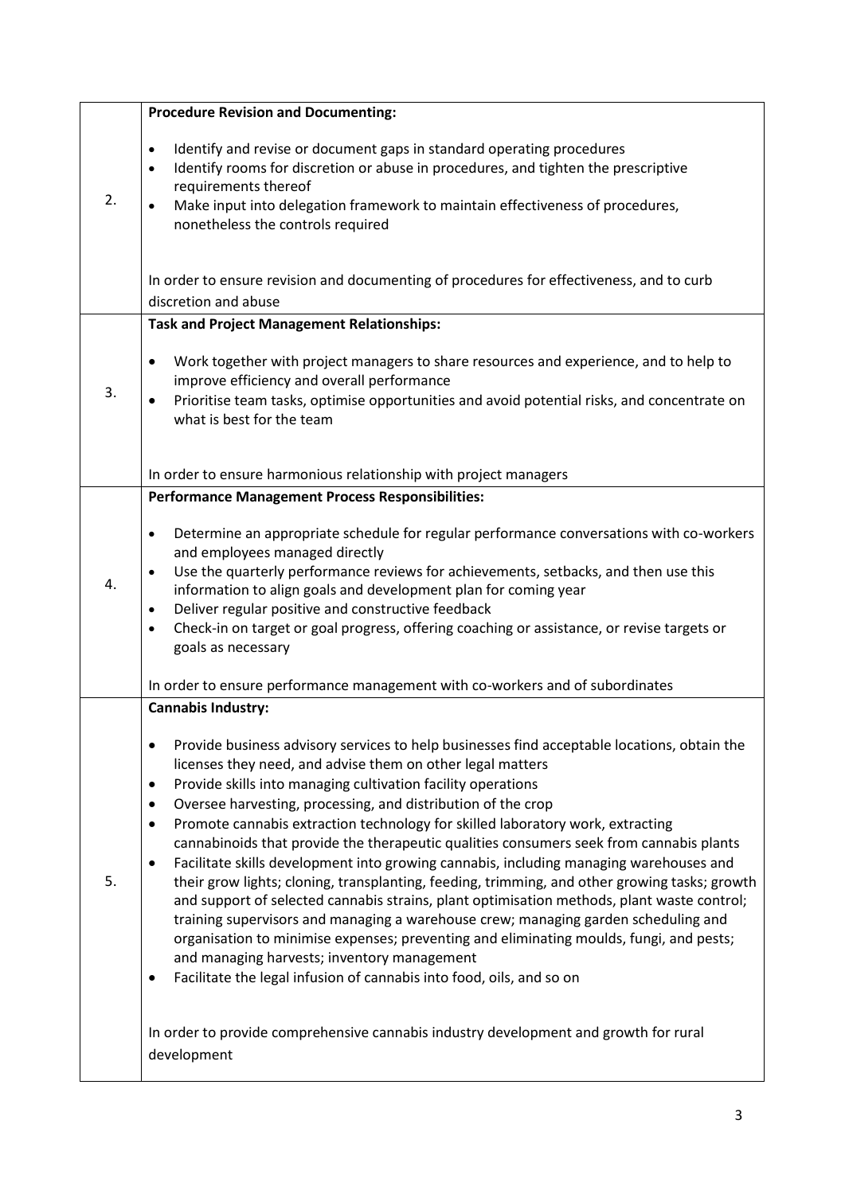| | |
|---|---|
| 2. | **Procedure Revision and Documenting:**<br><br>• Identify and revise or document gaps in standard operating procedures<br>• Identify rooms for discretion or abuse in procedures, and tighten the prescriptive requirements thereof<br>• Make input into delegation framework to maintain effectiveness of procedures, nonetheless the controls required<br><br>In order to ensure revision and documenting of procedures for effectiveness, and to curb discretion and abuse |
| 3. | **Task and Project Management Relationships:**<br><br>• Work together with project managers to share resources and experience, and to help to improve efficiency and overall performance<br>• Prioritise team tasks, optimise opportunities and avoid potential risks, and concentrate on what is best for the team<br><br>In order to ensure harmonious relationship with project managers |
| 4. | **Performance Management Process Responsibilities:**<br><br>• Determine an appropriate schedule for regular performance conversations with co-workers and employees managed directly<br>• Use the quarterly performance reviews for achievements, setbacks, and then use this information to align goals and development plan for coming year<br>• Deliver regular positive and constructive feedback<br>• Check-in on target or goal progress, offering coaching or assistance, or revise targets or goals as necessary<br><br>In order to ensure performance management with co-workers and of subordinates |
| 5. | **Cannabis Industry:**<br><br>• Provide business advisory services to help businesses find acceptable locations, obtain the licenses they need, and advise them on other legal matters<br>• Provide skills into managing cultivation facility operations<br>• Oversee harvesting, processing, and distribution of the crop<br>• Promote cannabis extraction technology for skilled laboratory work, extracting cannabinoids that provide the therapeutic qualities consumers seek from cannabis plants<br>• Facilitate skills development into growing cannabis, including managing warehouses and their grow lights; cloning, transplanting, feeding, trimming, and other growing tasks; growth and support of selected cannabis strains, plant optimisation methods, plant waste control; training supervisors and managing a warehouse crew; managing garden scheduling and organisation to minimise expenses; preventing and eliminating moulds, fungi, and pests; and managing harvests; inventory management<br>• Facilitate the legal infusion of cannabis into food, oils, and so on<br><br>In order to provide comprehensive cannabis industry development and growth for rural development |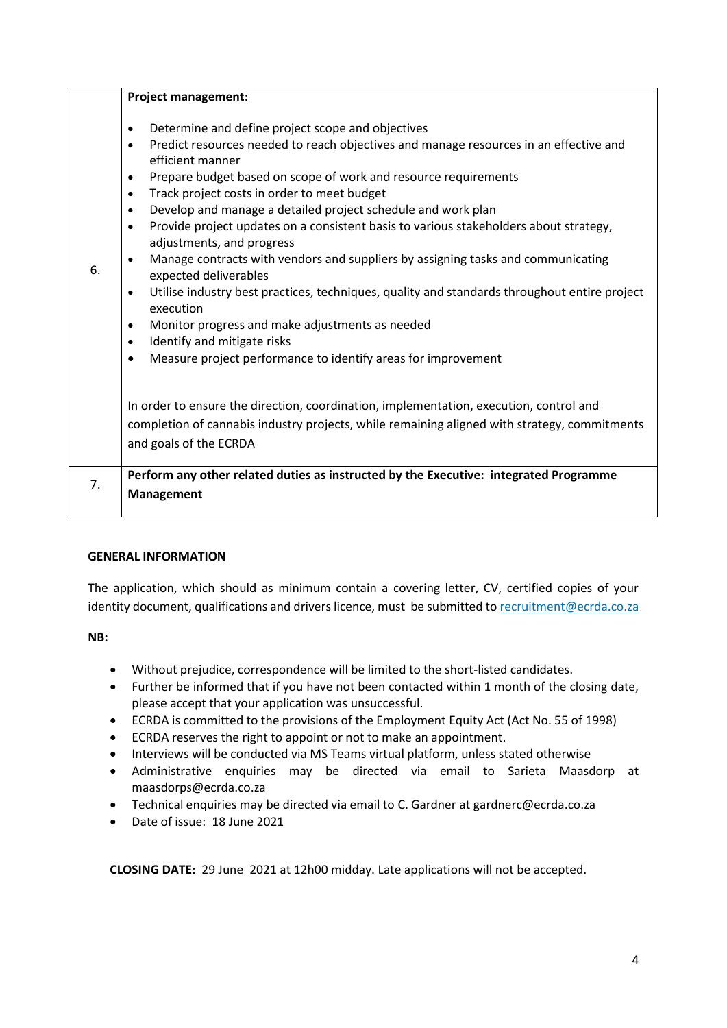| | |
|---|---|
| 6. | **Project management:**<br><br>• Determine and define project scope and objectives<br>• Predict resources needed to reach objectives and manage resources in an effective and efficient manner<br>• Prepare budget based on scope of work and resource requirements<br>• Track project costs in order to meet budget<br>• Develop and manage a detailed project schedule and work plan<br>• Provide project updates on a consistent basis to various stakeholders about strategy, adjustments, and progress<br>• Manage contracts with vendors and suppliers by assigning tasks and communicating expected deliverables<br>• Utilise industry best practices, techniques, quality and standards throughout entire project execution<br>• Monitor progress and make adjustments as needed<br>• Identify and mitigate risks<br>• Measure project performance to identify areas for improvement<br><br>In order to ensure the direction, coordination, implementation, execution, control and completion of cannabis industry projects, while remaining aligned with strategy, commitments and goals of the ECRDA |
| 7. | **Perform any other related duties as instructed by the Executive: integrated Programme Management** |

**GENERAL INFORMATION**

The application, which should as minimum contain a covering letter, CV, certified copies of your identity document, qualifications and drivers licence, must be submitted to recruitment@ecrda.co.za

**NB:**

- Without prejudice, correspondence will be limited to the short-listed candidates.
- Further be informed that if you have not been contacted within 1 month of the closing date, please accept that your application was unsuccessful.
- ECRDA is committed to the provisions of the Employment Equity Act (Act No. 55 of 1998)
- ECRDA reserves the right to appoint or not to make an appointment.
- Interviews will be conducted via MS Teams virtual platform, unless stated otherwise
- Administrative enquiries may be directed via email to Sarieta Maasdorp at maasdorps@ecrda.co.za
- Technical enquiries may be directed via email to C. Gardner at gardnerc@ecrda.co.za
- Date of issue: 18 June 2021

**CLOSING DATE:** 29 June 2021 at 12h00 midday. Late applications will not be accepted.